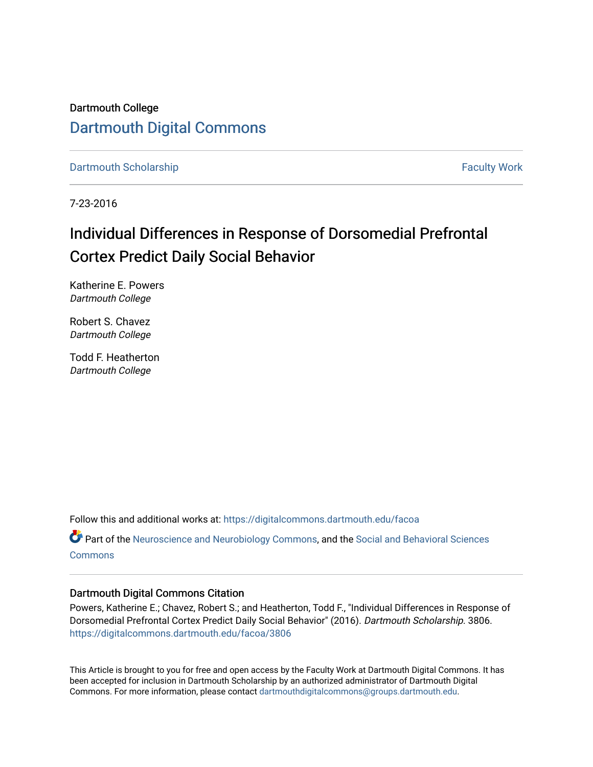Dartmouth College

# Dartmouth Digital Commons

Dartmouth Scholarship | Faculty Work

7-23-2016

## Individual Differences in Response of Dorsomedial Prefrontal Cortex Predict Daily Social Behavior

Katherine E. Powers
*Dartmouth College*

Robert S. Chavez
*Dartmouth College*

Todd F. Heatherton
*Dartmouth College*

Follow this and additional works at: https://digitalcommons.dartmouth.edu/facoa

Part of the Neuroscience and Neurobiology Commons, and the Social and Behavioral Sciences Commons

### Dartmouth Digital Commons Citation

Powers, Katherine E.; Chavez, Robert S.; and Heatherton, Todd F., "Individual Differences in Response of Dorsomedial Prefrontal Cortex Predict Daily Social Behavior" (2016). *Dartmouth Scholarship*. 3806.
https://digitalcommons.dartmouth.edu/facoa/3806

This Article is brought to you for free and open access by the Faculty Work at Dartmouth Digital Commons. It has been accepted for inclusion in Dartmouth Scholarship by an authorized administrator of Dartmouth Digital Commons. For more information, please contact dartmouthdigitalcommons@groups.dartmouth.edu.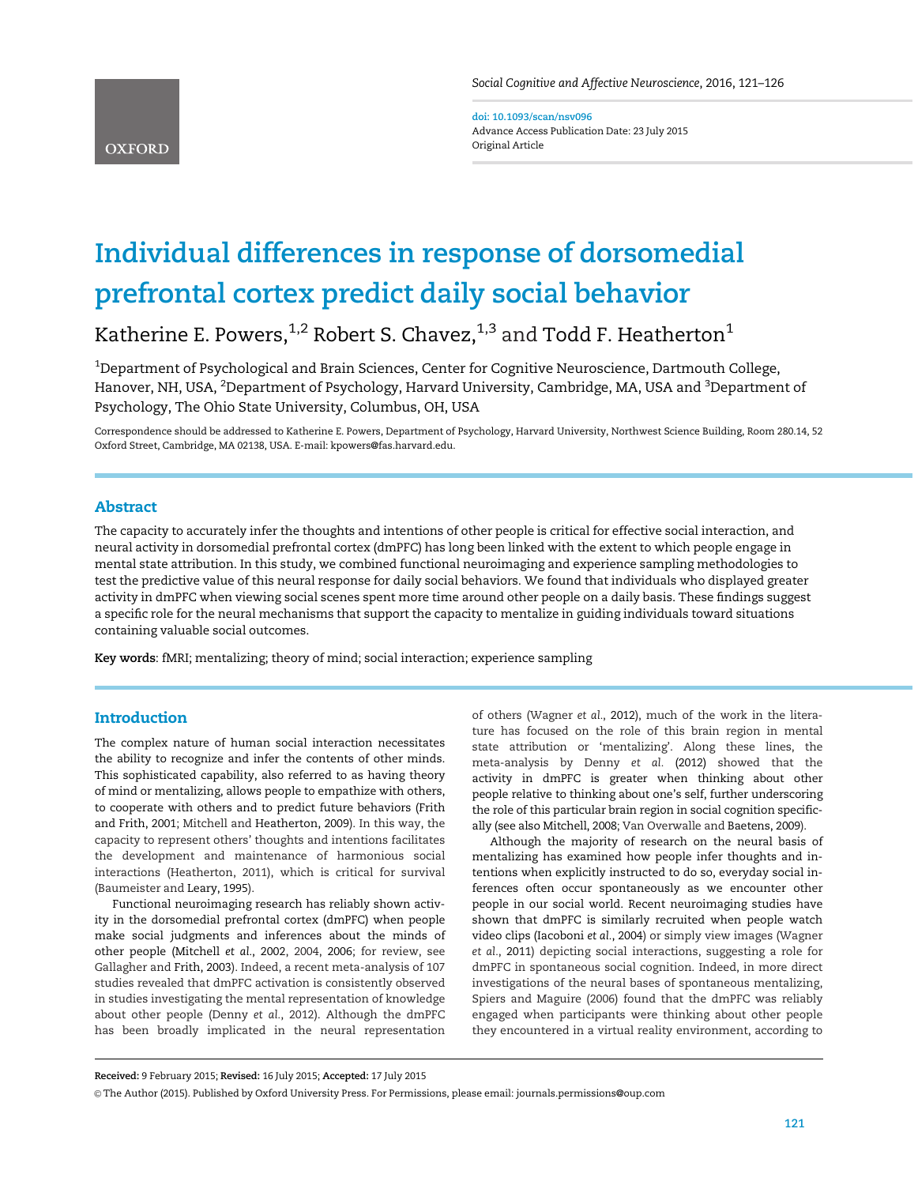# Individual differences in response of dorsomedial prefrontal cortex predict daily social behavior

Katherine E. Powers,[1,2] Robert S. Chavez,[1,3] and Todd F. Heatherton[1]

[1]Department of Psychological and Brain Sciences, Center for Cognitive Neuroscience, Dartmouth College, Hanover, NH, USA, [2]Department of Psychology, Harvard University, Cambridge, MA, USA and [3]Department of Psychology, The Ohio State University, Columbus, OH, USA

Correspondence should be addressed to Katherine E. Powers, Department of Psychology, Harvard University, Northwest Science Building, Room 280.14, 52 Oxford Street, Cambridge, MA 02138, USA. E-mail: kpowers@fas.harvard.edu.

doi: 10.1093/scan/nsv096
Advance Access Publication Date: 23 July 2015
Original Article

## Abstract

The capacity to accurately infer the thoughts and intentions of other people is critical for effective social interaction, and neural activity in dorsomedial prefrontal cortex (dmPFC) has long been linked with the extent to which people engage in mental state attribution. In this study, we combined functional neuroimaging and experience sampling methodologies to test the predictive value of this neural response for daily social behaviors. We found that individuals who displayed greater activity in dmPFC when viewing social scenes spent more time around other people on a daily basis. These findings suggest a specific role for the neural mechanisms that support the capacity to mentalize in guiding individuals toward situations containing valuable social outcomes.

**Key words**: fMRI; mentalizing; theory of mind; social interaction; experience sampling

## Introduction

The complex nature of human social interaction necessitates the ability to recognize and infer the contents of other minds. This sophisticated capability, also referred to as having theory of mind or mentalizing, allows people to empathize with others, to cooperate with others and to predict future behaviors (Frith and Frith, 2001; Mitchell and Heatherton, 2009). In this way, the capacity to represent others' thoughts and intentions facilitates the development and maintenance of harmonious social interactions (Heatherton, 2011), which is critical for survival (Baumeister and Leary, 1995).

Functional neuroimaging research has reliably shown activity in the dorsomedial prefrontal cortex (dmPFC) when people make social judgments and inferences about the minds of other people (Mitchell *et al.*, 2002, 2004, 2006; for review, see Gallagher and Frith, 2003). Indeed, a recent meta-analysis of 107 studies revealed that dmPFC activation is consistently observed in studies investigating the mental representation of knowledge about other people (Denny *et al.*, 2012). Although the dmPFC has been broadly implicated in the neural representation of others (Wagner *et al.*, 2012), much of the work in the literature has focused on the role of this brain region in mental state attribution or 'mentalizing'. Along these lines, the meta-analysis by Denny *et al.* (2012) showed that the activity in dmPFC is greater when thinking about other people relative to thinking about one's self, further underscoring the role of this particular brain region in social cognition specifically (see also Mitchell, 2008; Van Overwalle and Baetens, 2009).

Although the majority of research on the neural basis of mentalizing has examined how people infer thoughts and intentions when explicitly instructed to do so, everyday social inferences often occur spontaneously as we encounter other people in our social world. Recent neuroimaging studies have shown that dmPFC is similarly recruited when people watch video clips (Iacoboni *et al.*, 2004) or simply view images (Wagner *et al.*, 2011) depicting social interactions, suggesting a role for dmPFC in spontaneous social cognition. Indeed, in more direct investigations of the neural bases of spontaneous mentalizing, Spiers and Maguire (2006) found that the dmPFC was reliably engaged when participants were thinking about other people they encountered in a virtual reality environment, according to

**Received:** 9 February 2015; **Revised:** 16 July 2015; **Accepted:** 17 July 2015

© The Author (2015). Published by Oxford University Press. For Permissions, please email: journals.permissions@oup.com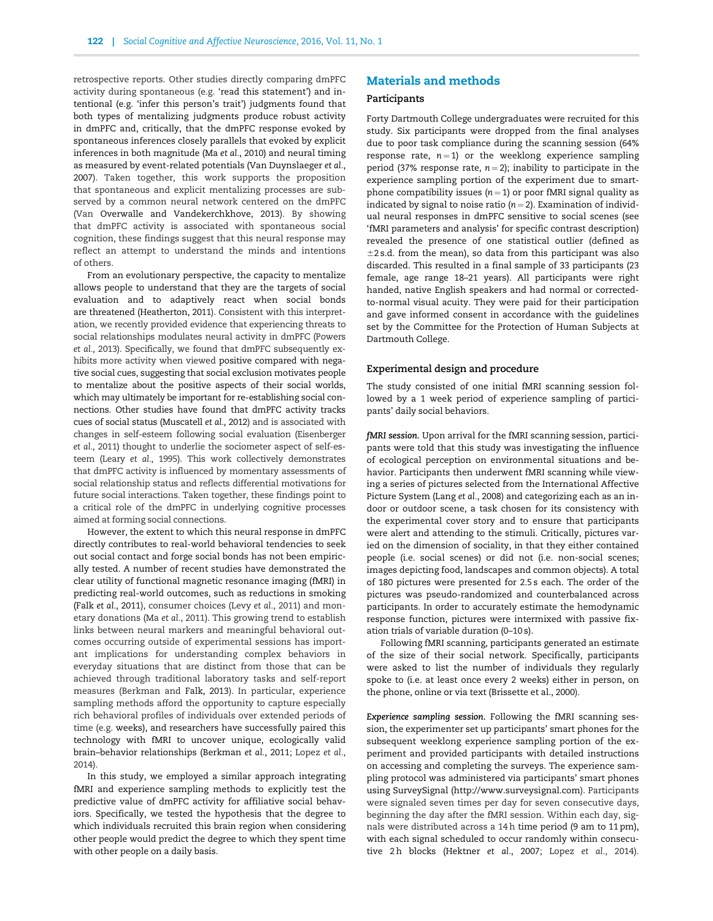retrospective reports. Other studies directly comparing dmPFC activity during spontaneous (e.g. 'read this statement') and intentional (e.g. 'infer this person's trait') judgments found that both types of mentalizing judgments produce robust activity in dmPFC and, critically, that the dmPFC response evoked by spontaneous inferences closely parallels that evoked by explicit inferences in both magnitude (Ma *et al.*, 2010) and neural timing as measured by event-related potentials (Van Duynslaeger *et al.*, 2007). Taken together, this work supports the proposition that spontaneous and explicit mentalizing processes are subserved by a common neural network centered on the dmPFC (Van Overwalle and Vandekerchkhove, 2013). By showing that dmPFC activity is associated with spontaneous social cognition, these findings suggest that this neural response may reflect an attempt to understand the minds and intentions of others.

From an evolutionary perspective, the capacity to mentalize allows people to understand that they are the targets of social evaluation and to adaptively react when social bonds are threatened (Heatherton, 2011). Consistent with this interpretation, we recently provided evidence that experiencing threats to social relationships modulates neural activity in dmPFC (Powers *et al.*, 2013). Specifically, we found that dmPFC subsequently exhibits more activity when viewed positive compared with negative social cues, suggesting that social exclusion motivates people to mentalize about the positive aspects of their social worlds, which may ultimately be important for re-establishing social connections. Other studies have found that dmPFC activity tracks cues of social status (Muscatell *et al.*, 2012) and is associated with changes in self-esteem following social evaluation (Eisenberger *et al.*, 2011) thought to underlie the sociometer aspect of self-esteem (Leary *et al.*, 1995). This work collectively demonstrates that dmPFC activity is influenced by momentary assessments of social relationship status and reflects differential motivations for future social interactions. Taken together, these findings point to a critical role of the dmPFC in underlying cognitive processes aimed at forming social connections.

However, the extent to which this neural response in dmPFC directly contributes to real-world behavioral tendencies to seek out social contact and forge social bonds has not been empirically tested. A number of recent studies have demonstrated the clear utility of functional magnetic resonance imaging (fMRI) in predicting real-world outcomes, such as reductions in smoking (Falk *et al.*, 2011), consumer choices (Levy *et al.*, 2011) and monetary donations (Ma *et al.*, 2011). This growing trend to establish links between neural markers and meaningful behavioral outcomes occurring outside of experimental sessions has important implications for understanding complex behaviors in everyday situations that are distinct from those that can be achieved through traditional laboratory tasks and self-report measures (Berkman and Falk, 2013). In particular, experience sampling methods afford the opportunity to capture especially rich behavioral profiles of individuals over extended periods of time (e.g. weeks), and researchers have successfully paired this technology with fMRI to uncover unique, ecologically valid brain–behavior relationships (Berkman *et al.*, 2011; Lopez *et al.*, 2014).

In this study, we employed a similar approach integrating fMRI and experience sampling methods to explicitly test the predictive value of dmPFC activity for affiliative social behaviors. Specifically, we tested the hypothesis that the degree to which individuals recruited this brain region when considering other people would predict the degree to which they spent time with other people on a daily basis.

## Materials and methods

### Participants

Forty Dartmouth College undergraduates were recruited for this study. Six participants were dropped from the final analyses due to poor task compliance during the scanning session (64% response rate, $n = 1$) or the weeklong experience sampling period (37% response rate, $n = 2$); inability to participate in the experience sampling portion of the experiment due to smartphone compatibility issues ($n = 1$) or poor fMRI signal quality as indicated by signal to noise ratio ($n = 2$). Examination of individual neural responses in dmPFC sensitive to social scenes (see 'fMRI parameters and analysis' for specific contrast description) revealed the presence of one statistical outlier (defined as $\pm 2$ s.d. from the mean), so data from this participant was also discarded. This resulted in a final sample of 33 participants (23 female, age range 18–21 years). All participants were right handed, native English speakers and had normal or corrected-to-normal visual acuity. They were paid for their participation and gave informed consent in accordance with the guidelines set by the Committee for the Protection of Human Subjects at Dartmouth College.

### Experimental design and procedure

The study consisted of one initial fMRI scanning session followed by a 1 week period of experience sampling of participants' daily social behaviors.

***fMRI session.*** Upon arrival for the fMRI scanning session, participants were told that this study was investigating the influence of ecological perception on environmental situations and behavior. Participants then underwent fMRI scanning while viewing a series of pictures selected from the International Affective Picture System (Lang *et al.*, 2008) and categorizing each as an indoor or outdoor scene, a task chosen for its consistency with the experimental cover story and to ensure that participants were alert and attending to the stimuli. Critically, pictures varied on the dimension of sociality, in that they either contained people (i.e. social scenes) or did not (i.e. non-social scenes; images depicting food, landscapes and common objects). A total of 180 pictures were presented for 2.5 s each. The order of the pictures was pseudo-randomized and counterbalanced across participants. In order to accurately estimate the hemodynamic response function, pictures were intermixed with passive fixation trials of variable duration (0–10 s).

Following fMRI scanning, participants generated an estimate of the size of their social network. Specifically, participants were asked to list the number of individuals they regularly spoke to (i.e. at least once every 2 weeks) either in person, on the phone, online or via text (Brissette et al., 2000).

***Experience sampling session.*** Following the fMRI scanning session, the experimenter set up participants' smart phones for the subsequent weeklong experience sampling portion of the experiment and provided participants with detailed instructions on accessing and completing the surveys. The experience sampling protocol was administered via participants' smart phones using SurveySignal (http://www.surveysignal.com). Participants were signaled seven times per day for seven consecutive days, beginning the day after the fMRI session. Within each day, signals were distributed across a 14 h time period (9 am to 11 pm), with each signal scheduled to occur randomly within consecutive 2 h blocks (Hektner *et al.*, 2007; Lopez *et al.*, 2014).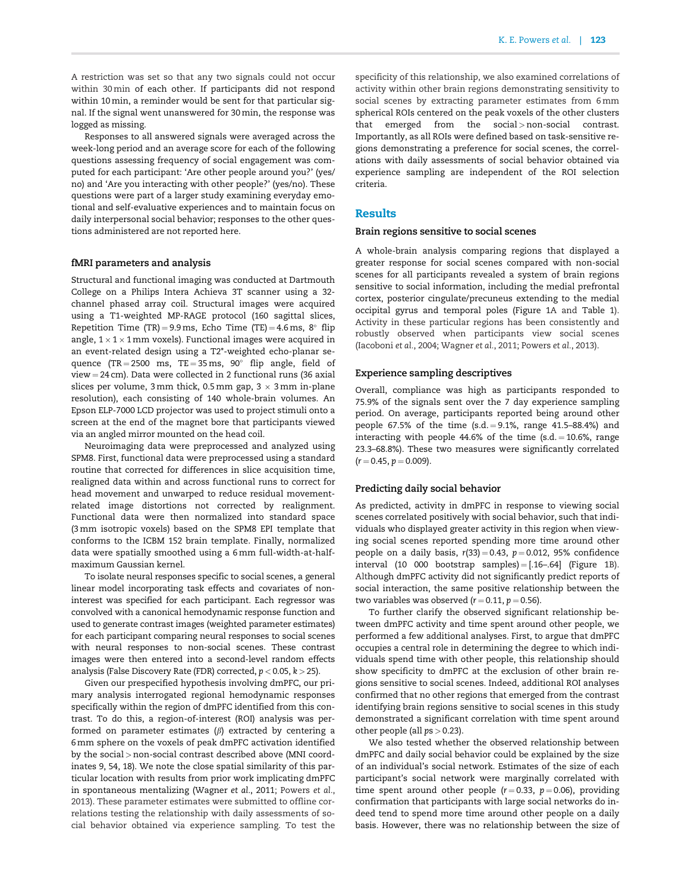A restriction was set so that any two signals could not occur within 30 min of each other. If participants did not respond within 10 min, a reminder would be sent for that particular signal. If the signal went unanswered for 30 min, the response was logged as missing.

Responses to all answered signals were averaged across the week-long period and an average score for each of the following questions assessing frequency of social engagement was computed for each participant: 'Are other people around you?' (yes/no) and 'Are you interacting with other people?' (yes/no). These questions were part of a larger study examining everyday emotional and self-evaluative experiences and to maintain focus on daily interpersonal social behavior; responses to the other questions administered are not reported here.

### fMRI parameters and analysis

Structural and functional imaging was conducted at Dartmouth College on a Philips Intera Achieva 3T scanner using a 32-channel phased array coil. Structural images were acquired using a T1-weighted MP-RAGE protocol (160 sagittal slices, Repetition Time (TR) = 9.9 ms, Echo Time (TE) = 4.6 ms, 8° flip angle, $1 \times 1 \times 1$ mm voxels). Functional images were acquired in an event-related design using a T2*-weighted echo-planar sequence (TR = 2500 ms, TE = 35 ms, 90° flip angle, field of view = 24 cm). Data were collected in 2 functional runs (36 axial slices per volume, 3 mm thick, 0.5 mm gap, $3 \times 3$ mm in-plane resolution), each consisting of 140 whole-brain volumes. An Epson ELP-7000 LCD projector was used to project stimuli onto a screen at the end of the magnet bore that participants viewed via an angled mirror mounted on the head coil.

Neuroimaging data were preprocessed and analyzed using SPM8. First, functional data were preprocessed using a standard routine that corrected for differences in slice acquisition time, realigned data within and across functional runs to correct for head movement and unwarped to reduce residual movement-related image distortions not corrected by realignment. Functional data were then normalized into standard space (3 mm isotropic voxels) based on the SPM8 EPI template that conforms to the ICBM 152 brain template. Finally, normalized data were spatially smoothed using a 6 mm full-width-at-half-maximum Gaussian kernel.

To isolate neural responses specific to social scenes, a general linear model incorporating task effects and covariates of non-interest was specified for each participant. Each regressor was convolved with a canonical hemodynamic response function and used to generate contrast images (weighted parameter estimates) for each participant comparing neural responses to social scenes with neural responses to non-social scenes. These contrast images were then entered into a second-level random effects analysis (False Discovery Rate (FDR) corrected, $p < 0.05$, $k > 25$).

Given our prespecified hypothesis involving dmPFC, our primary analysis interrogated regional hemodynamic responses specifically within the region of dmPFC identified from this contrast. To do this, a region-of-interest (ROI) analysis was performed on parameter estimates ($\beta$) extracted by centering a 6 mm sphere on the voxels of peak dmPFC activation identified by the social > non-social contrast described above (MNI coordinates 9, 54, 18). We note the close spatial similarity of this particular location with results from prior work implicating dmPFC in spontaneous mentalizing (Wagner *et al.*, 2011; Powers *et al.*, 2013). These parameter estimates were submitted to offline correlations testing the relationship with daily assessments of social behavior obtained via experience sampling. To test the specificity of this relationship, we also examined correlations of activity within other brain regions demonstrating sensitivity to social scenes by extracting parameter estimates from 6 mm spherical ROIs centered on the peak voxels of the other clusters that emerged from the social > non-social contrast. Importantly, as all ROIs were defined based on task-sensitive regions demonstrating a preference for social scenes, the correlations with daily assessments of social behavior obtained via experience sampling are independent of the ROI selection criteria.

## Results

### Brain regions sensitive to social scenes

A whole-brain analysis comparing regions that displayed a greater response for social scenes compared with non-social scenes for all participants revealed a system of brain regions sensitive to social information, including the medial prefrontal cortex, posterior cingulate/precuneus extending to the medial occipital gyrus and temporal poles (Figure 1A and Table 1). Activity in these particular regions has been consistently and robustly observed when participants view social scenes (Iacoboni *et al.*, 2004; Wagner *et al.*, 2011; Powers *et al.*, 2013).

### Experience sampling descriptives

Overall, compliance was high as participants responded to 75.9% of the signals sent over the 7 day experience sampling period. On average, participants reported being around other people 67.5% of the time (s.d. = 9.1%, range 41.5–88.4%) and interacting with people 44.6% of the time (s.d. = 10.6%, range 23.3–68.8%). These two measures were significantly correlated ($r = 0.45$, $p = 0.009$).

### Predicting daily social behavior

As predicted, activity in dmPFC in response to viewing social scenes correlated positively with social behavior, such that individuals who displayed greater activity in this region when viewing social scenes reported spending more time around other people on a daily basis, $r(33) = 0.43$, $p = 0.012$, 95% confidence interval (10 000 bootstrap samples) = [.16–.64] (Figure 1B). Although dmPFC activity did not significantly predict reports of social interaction, the same positive relationship between the two variables was observed ($r = 0.11$, $p = 0.56$).

To further clarify the observed significant relationship between dmPFC activity and time spent around other people, we performed a few additional analyses. First, to argue that dmPFC occupies a central role in determining the degree to which individuals spend time with other people, this relationship should show specificity to dmPFC at the exclusion of other brain regions sensitive to social scenes. Indeed, additional ROI analyses confirmed that no other regions that emerged from the contrast identifying brain regions sensitive to social scenes in this study demonstrated a significant correlation with time spent around other people (all $ps > 0.23$).

We also tested whether the observed relationship between dmPFC and daily social behavior could be explained by the size of an individual's social network. Estimates of the size of each participant's social network were marginally correlated with time spent around other people ($r = 0.33$, $p = 0.06$), providing confirmation that participants with large social networks do indeed tend to spend more time around other people on a daily basis. However, there was no relationship between the size of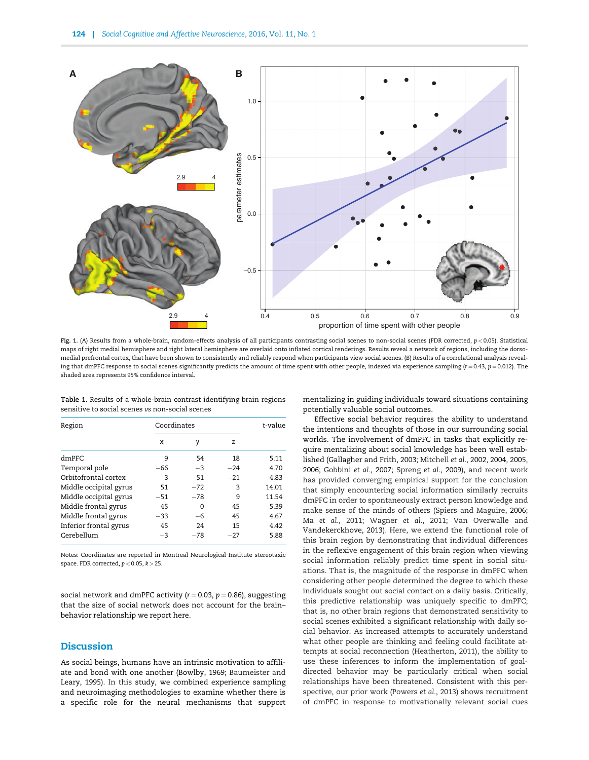Fig. 1. (A) Results from a whole-brain, random-effects analysis of all participants contrasting social scenes to non-social scenes (FDR corrected, $p < 0.05$). Statistical maps of right medial hemisphere and right lateral hemisphere are overlaid onto inflated cortical renderings. Results reveal a network of regions, including the dorsomedial prefrontal cortex, that have been shown to consistently and reliably respond when participants view social scenes. (B) Results of a correlational analysis revealing that dmPFC response to social scenes significantly predicts the amount of time spent with other people, indexed via experience sampling ($r = 0.43$, $p = 0.012$). The shaded area represents 95% confidence interval.

Table 1. Results of a whole-brain contrast identifying brain regions sensitive to social scenes *vs* non-social scenes

| Region | Coordinates | | | *t*-value |
|---|---|---|---|---|
| | x | y | z | |
| dmPFC | 9 | 54 | 18 | 5.11 |
| Temporal pole | −66 | −3 | −24 | 4.70 |
| Orbitofrontal cortex | 3 | 51 | −21 | 4.83 |
| Middle occipital gyrus | 51 | −72 | 3 | 14.01 |
| Middle occipital gyrus | −51 | −78 | 9 | 11.54 |
| Middle frontal gyrus | 45 | 0 | 45 | 5.39 |
| Middle frontal gyrus | −33 | −6 | 45 | 4.67 |
| Inferior frontal gyrus | 45 | 24 | 15 | 4.42 |
| Cerebellum | −3 | −78 | −27 | 5.88 |

Notes: Coordinates are reported in Montreal Neurological Institute stereotaxic space. FDR corrected, $p < 0.05$, $k > 25$.

social network and dmPFC activity ($r = 0.03$, $p = 0.86$), suggesting that the size of social network does not account for the brain–behavior relationship we report here.

## Discussion

As social beings, humans have an intrinsic motivation to affiliate and bond with one another (Bowlby, 1969; Baumeister and Leary, 1995). In this study, we combined experience sampling and neuroimaging methodologies to examine whether there is a specific role for the neural mechanisms that support mentalizing in guiding individuals toward situations containing potentially valuable social outcomes.

Effective social behavior requires the ability to understand the intentions and thoughts of those in our surrounding social worlds. The involvement of dmPFC in tasks that explicitly require mentalizing about social knowledge has been well established (Gallagher and Frith, 2003; Mitchell *et al.*, 2002, 2004, 2005, 2006; Gobbini *et al.*, 2007; Spreng *et al.*, 2009), and recent work has provided converging empirical support for the conclusion that simply encountering social information similarly recruits dmPFC in order to spontaneously extract person knowledge and make sense of the minds of others (Spiers and Maguire, 2006; Ma *et al.*, 2011; Wagner *et al.*, 2011; Van Overwalle and Vandekerckhove, 2013). Here, we extend the functional role of this brain region by demonstrating that individual differences in the reflexive engagement of this brain region when viewing social information reliably predict time spent in social situations. That is, the magnitude of the response in dmPFC when considering other people determined the degree to which these individuals sought out social contact on a daily basis. Critically, this predictive relationship was uniquely specific to dmPFC; that is, no other brain regions that demonstrated sensitivity to social scenes exhibited a significant relationship with daily social behavior. As increased attempts to accurately understand what other people are thinking and feeling could facilitate attempts at social reconnection (Heatherton, 2011), the ability to use these inferences to inform the implementation of goal-directed behavior may be particularly critical when social relationships have been threatened. Consistent with this perspective, our prior work (Powers *et al.*, 2013) shows recruitment of dmPFC in response to motivationally relevant social cues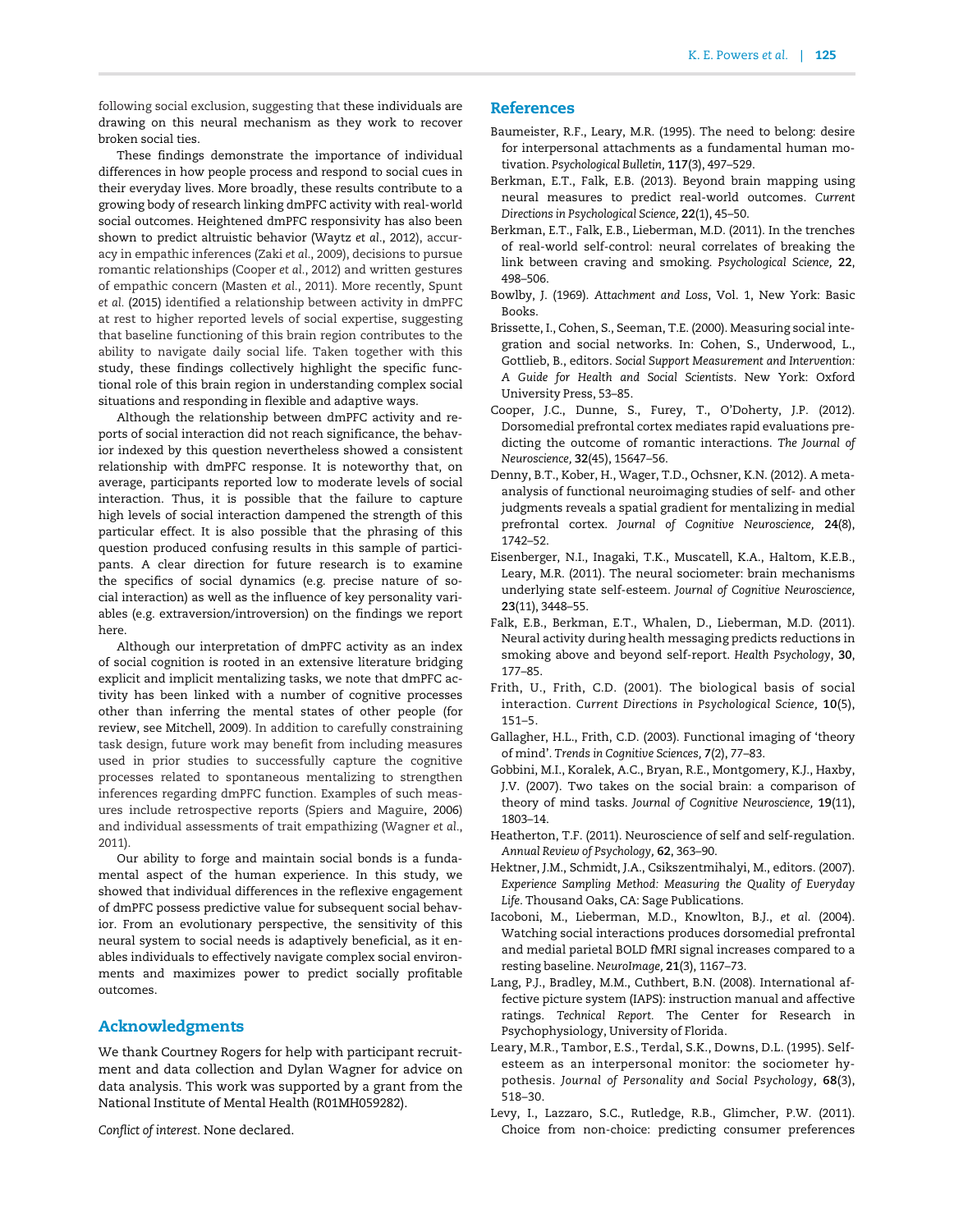following social exclusion, suggesting that these individuals are drawing on this neural mechanism as they work to recover broken social ties.

These findings demonstrate the importance of individual differences in how people process and respond to social cues in their everyday lives. More broadly, these results contribute to a growing body of research linking dmPFC activity with real-world social outcomes. Heightened dmPFC responsivity has also been shown to predict altruistic behavior (Waytz *et al*., 2012), accuracy in empathic inferences (Zaki *et al*., 2009), decisions to pursue romantic relationships (Cooper *et al*., 2012) and written gestures of empathic concern (Masten *et al*., 2011). More recently, Spunt *et al*. (2015) identified a relationship between activity in dmPFC at rest to higher reported levels of social expertise, suggesting that baseline functioning of this brain region contributes to the ability to navigate daily social life. Taken together with this study, these findings collectively highlight the specific functional role of this brain region in understanding complex social situations and responding in flexible and adaptive ways.

Although the relationship between dmPFC activity and reports of social interaction did not reach significance, the behavior indexed by this question nevertheless showed a consistent relationship with dmPFC response. It is noteworthy that, on average, participants reported low to moderate levels of social interaction. Thus, it is possible that the failure to capture high levels of social interaction dampened the strength of this particular effect. It is also possible that the phrasing of this question produced confusing results in this sample of participants. A clear direction for future research is to examine the specifics of social dynamics (e.g. precise nature of social interaction) as well as the influence of key personality variables (e.g. extraversion/introversion) on the findings we report here.

Although our interpretation of dmPFC activity as an index of social cognition is rooted in an extensive literature bridging explicit and implicit mentalizing tasks, we note that dmPFC activity has been linked with a number of cognitive processes other than inferring the mental states of other people (for review, see Mitchell, 2009). In addition to carefully constraining task design, future work may benefit from including measures used in prior studies to successfully capture the cognitive processes related to spontaneous mentalizing to strengthen inferences regarding dmPFC function. Examples of such measures include retrospective reports (Spiers and Maguire, 2006) and individual assessments of trait empathizing (Wagner *et al*., 2011).

Our ability to forge and maintain social bonds is a fundamental aspect of the human experience. In this study, we showed that individual differences in the reflexive engagement of dmPFC possess predictive value for subsequent social behavior. From an evolutionary perspective, the sensitivity of this neural system to social needs is adaptively beneficial, as it enables individuals to effectively navigate complex social environments and maximizes power to predict socially profitable outcomes.

## Acknowledgments

We thank Courtney Rogers for help with participant recruitment and data collection and Dylan Wagner for advice on data analysis. This work was supported by a grant from the National Institute of Mental Health (R01MH059282).

*Conflict of interest*. None declared.

## References

Baumeister, R.F., Leary, M.R. (1995). The need to belong: desire for interpersonal attachments as a fundamental human motivation. *Psychological Bulletin*, **117**(3), 497–529.

Berkman, E.T., Falk, E.B. (2013). Beyond brain mapping using neural measures to predict real-world outcomes. *Current Directions in Psychological Science*, **22**(1), 45–50.

Berkman, E.T., Falk, E.B., Lieberman, M.D. (2011). In the trenches of real-world self-control: neural correlates of breaking the link between craving and smoking. *Psychological Science*, **22**, 498–506.

Bowlby, J. (1969). *Attachment and Loss*, Vol. 1, New York: Basic Books.

Brissette, I., Cohen, S., Seeman, T.E. (2000). Measuring social integration and social networks. In: Cohen, S., Underwood, L., Gottlieb, B., editors. *Social Support Measurement and Intervention: A Guide for Health and Social Scientists*. New York: Oxford University Press, 53–85.

Cooper, J.C., Dunne, S., Furey, T., O'Doherty, J.P. (2012). Dorsomedial prefrontal cortex mediates rapid evaluations predicting the outcome of romantic interactions. *The Journal of Neuroscience*, **32**(45), 15647–56.

Denny, B.T., Kober, H., Wager, T.D., Ochsner, K.N. (2012). A meta-analysis of functional neuroimaging studies of self- and other judgments reveals a spatial gradient for mentalizing in medial prefrontal cortex. *Journal of Cognitive Neuroscience*, **24**(8), 1742–52.

Eisenberger, N.I., Inagaki, T.K., Muscatell, K.A., Haltom, K.E.B., Leary, M.R. (2011). The neural sociometer: brain mechanisms underlying state self-esteem. *Journal of Cognitive Neuroscience*, **23**(11), 3448–55.

Falk, E.B., Berkman, E.T., Whalen, D., Lieberman, M.D. (2011). Neural activity during health messaging predicts reductions in smoking above and beyond self-report. *Health Psychology*, **30**, 177–85.

Frith, U., Frith, C.D. (2001). The biological basis of social interaction. *Current Directions in Psychological Science*, **10**(5), 151–5.

Gallagher, H.L., Frith, C.D. (2003). Functional imaging of 'theory of mind'. *Trends in Cognitive Sciences*, **7**(2), 77–83.

Gobbini, M.I., Koralek, A.C., Bryan, R.E., Montgomery, K.J., Haxby, J.V. (2007). Two takes on the social brain: a comparison of theory of mind tasks. *Journal of Cognitive Neuroscience*, **19**(11), 1803–14.

Heatherton, T.F. (2011). Neuroscience of self and self-regulation. *Annual Review of Psychology*, **62**, 363–90.

Hektner, J.M., Schmidt, J.A., Csikszentmihalyi, M., editors. (2007). *Experience Sampling Method: Measuring the Quality of Everyday Life*. Thousand Oaks, CA: Sage Publications.

Iacoboni, M., Lieberman, M.D., Knowlton, B.J., *et al*. (2004). Watching social interactions produces dorsomedial prefrontal and medial parietal BOLD fMRI signal increases compared to a resting baseline. *NeuroImage*, **21**(3), 1167–73.

Lang, P.J., Bradley, M.M., Cuthbert, B.N. (2008). International affective picture system (IAPS): instruction manual and affective ratings. *Technical Report*. The Center for Research in Psychophysiology, University of Florida.

Leary, M.R., Tambor, E.S., Terdal, S.K., Downs, D.L. (1995). Self-esteem as an interpersonal monitor: the sociometer hypothesis. *Journal of Personality and Social Psychology*, **68**(3), 518–30.

Levy, I., Lazzaro, S.C., Rutledge, R.B., Glimcher, P.W. (2011). Choice from non-choice: predicting consumer preferences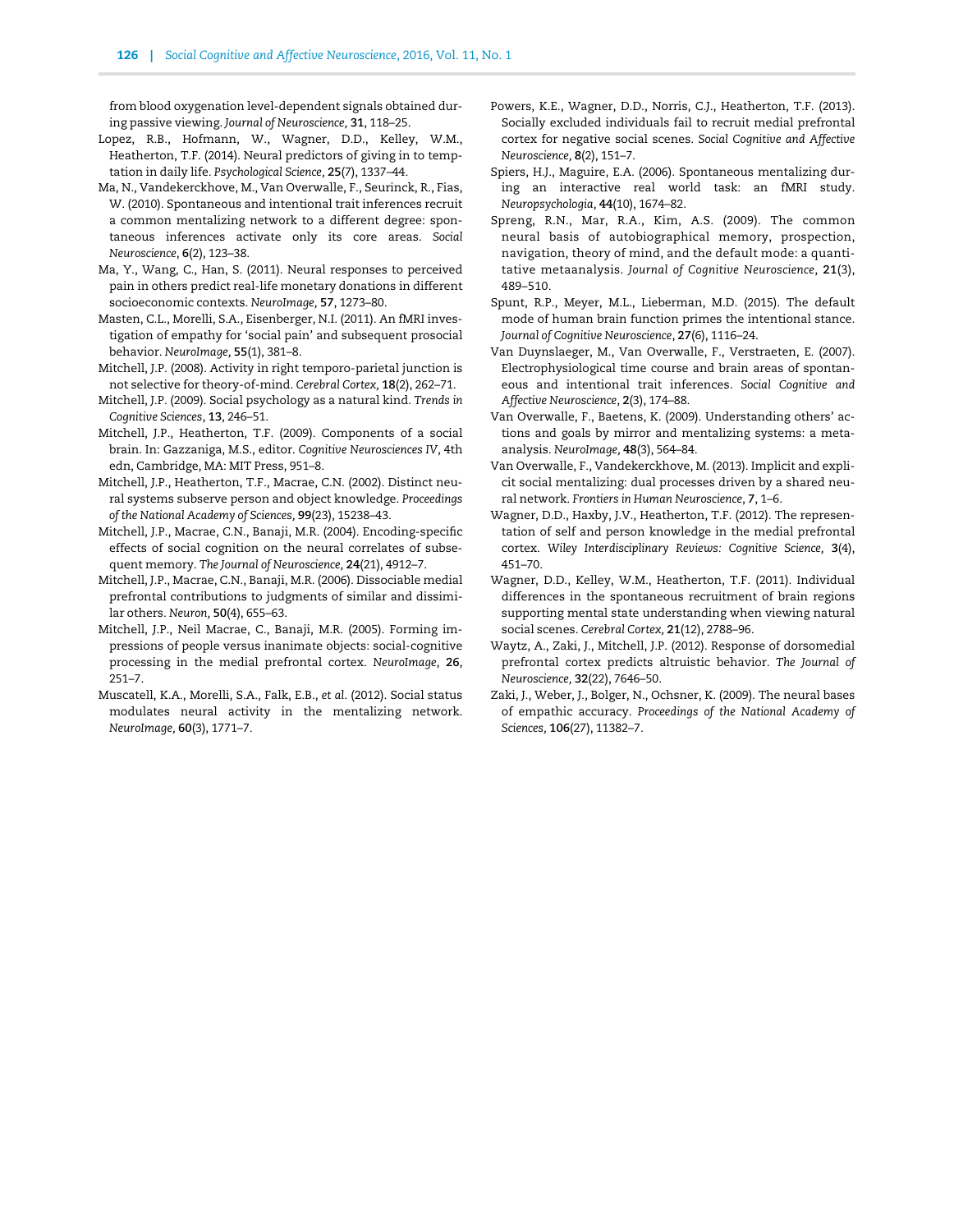from blood oxygenation level-dependent signals obtained during passive viewing. *Journal of Neuroscience*, **31**, 118–25.

Lopez, R.B., Hofmann, W., Wagner, D.D., Kelley, W.M., Heatherton, T.F. (2014). Neural predictors of giving in to temptation in daily life. *Psychological Science*, **25**(7), 1337–44.

Ma, N., Vandekerckhove, M., Van Overwalle, F., Seurinck, R., Fias, W. (2010). Spontaneous and intentional trait inferences recruit a common mentalizing network to a different degree: spontaneous inferences activate only its core areas. *Social Neuroscience*, **6**(2), 123–38.

Ma, Y., Wang, C., Han, S. (2011). Neural responses to perceived pain in others predict real-life monetary donations in different socioeconomic contexts. *NeuroImage*, **57**, 1273–80.

Masten, C.L., Morelli, S.A., Eisenberger, N.I. (2011). An fMRI investigation of empathy for 'social pain' and subsequent prosocial behavior. *NeuroImage*, **55**(1), 381–8.

Mitchell, J.P. (2008). Activity in right temporo-parietal junction is not selective for theory-of-mind. *Cerebral Cortex*, **18**(2), 262–71.

Mitchell, J.P. (2009). Social psychology as a natural kind. *Trends in Cognitive Sciences*, **13**, 246–51.

Mitchell, J.P., Heatherton, T.F. (2009). Components of a social brain. In: Gazzaniga, M.S., editor. *Cognitive Neurosciences IV*, 4th edn, Cambridge, MA: MIT Press, 951–8.

Mitchell, J.P., Heatherton, T.F., Macrae, C.N. (2002). Distinct neural systems subserve person and object knowledge. *Proceedings of the National Academy of Sciences*, **99**(23), 15238–43.

Mitchell, J.P., Macrae, C.N., Banaji, M.R. (2004). Encoding-specific effects of social cognition on the neural correlates of subsequent memory. *The Journal of Neuroscience*, **24**(21), 4912–7.

Mitchell, J.P., Macrae, C.N., Banaji, M.R. (2006). Dissociable medial prefrontal contributions to judgments of similar and dissimilar others. *Neuron*, **50**(4), 655–63.

Mitchell, J.P., Neil Macrae, C., Banaji, M.R. (2005). Forming impressions of people versus inanimate objects: social-cognitive processing in the medial prefrontal cortex. *NeuroImage*, **26**, 251–7.

Muscatell, K.A., Morelli, S.A., Falk, E.B., *et al.* (2012). Social status modulates neural activity in the mentalizing network. *NeuroImage*, **60**(3), 1771–7.

Powers, K.E., Wagner, D.D., Norris, C.J., Heatherton, T.F. (2013). Socially excluded individuals fail to recruit medial prefrontal cortex for negative social scenes. *Social Cognitive and Affective Neuroscience*, **8**(2), 151–7.

Spiers, H.J., Maguire, E.A. (2006). Spontaneous mentalizing during an interactive real world task: an fMRI study. *Neuropsychologia*, **44**(10), 1674–82.

Spreng, R.N., Mar, R.A., Kim, A.S. (2009). The common neural basis of autobiographical memory, prospection, navigation, theory of mind, and the default mode: a quantitative metaanalysis. *Journal of Cognitive Neuroscience*, **21**(3), 489–510.

Spunt, R.P., Meyer, M.L., Lieberman, M.D. (2015). The default mode of human brain function primes the intentional stance. *Journal of Cognitive Neuroscience*, **27**(6), 1116–24.

Van Duynslaeger, M., Van Overwalle, F., Verstraeten, E. (2007). Electrophysiological time course and brain areas of spontaneous and intentional trait inferences. *Social Cognitive and Affective Neuroscience*, **2**(3), 174–88.

Van Overwalle, F., Baetens, K. (2009). Understanding others' actions and goals by mirror and mentalizing systems: a meta-analysis. *NeuroImage*, **48**(3), 564–84.

Van Overwalle, F., Vandekerckhove, M. (2013). Implicit and explicit social mentalizing: dual processes driven by a shared neural network. *Frontiers in Human Neuroscience*, **7**, 1–6.

Wagner, D.D., Haxby, J.V., Heatherton, T.F. (2012). The representation of self and person knowledge in the medial prefrontal cortex. *Wiley Interdisciplinary Reviews: Cognitive Science*, **3**(4), 451–70.

Wagner, D.D., Kelley, W.M., Heatherton, T.F. (2011). Individual differences in the spontaneous recruitment of brain regions supporting mental state understanding when viewing natural social scenes. *Cerebral Cortex*, **21**(12), 2788–96.

Waytz, A., Zaki, J., Mitchell, J.P. (2012). Response of dorsomedial prefrontal cortex predicts altruistic behavior. *The Journal of Neuroscience*, **32**(22), 7646–50.

Zaki, J., Weber, J., Bolger, N., Ochsner, K. (2009). The neural bases of empathic accuracy. *Proceedings of the National Academy of Sciences*, **106**(27), 11382–7.